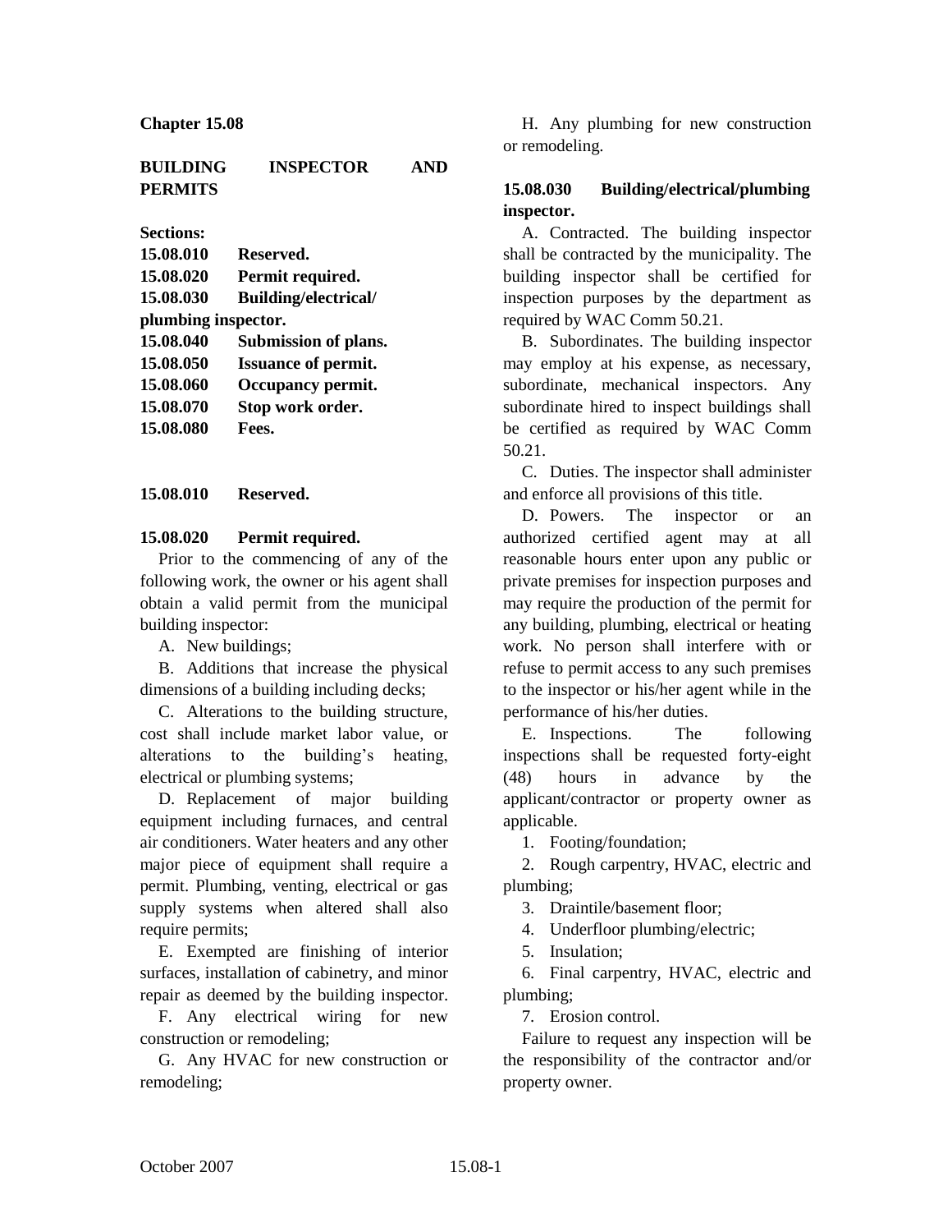# Chapter 15.08

## BUILDING INSPECTOR AND PERMITS

**Sections:**

**15.08.010 Reserved.**
**15.08.020 Permit required.**
**15.08.030 Building/electrical/ plumbing inspector.**
**15.08.040 Submission of plans.**
**15.08.050 Issuance of permit.**
**15.08.060 Occupancy permit.**
**15.08.070 Stop work order.**
**15.08.080 Fees.**

### 15.08.010 Reserved.

### 15.08.020 Permit required.

Prior to the commencing of any of the following work, the owner or his agent shall obtain a valid permit from the municipal building inspector:

A. New buildings;

B. Additions that increase the physical dimensions of a building including decks;

C. Alterations to the building structure, cost shall include market labor value, or alterations to the building's heating, electrical or plumbing systems;

D. Replacement of major building equipment including furnaces, and central air conditioners. Water heaters and any other major piece of equipment shall require a permit. Plumbing, venting, electrical or gas supply systems when altered shall also require permits;

E. Exempted are finishing of interior surfaces, installation of cabinetry, and minor repair as deemed by the building inspector.

F. Any electrical wiring for new construction or remodeling;

G. Any HVAC for new construction or remodeling;

H. Any plumbing for new construction or remodeling.

### 15.08.030 Building/electrical/plumbing inspector.

A. Contracted. The building inspector shall be contracted by the municipality. The building inspector shall be certified for inspection purposes by the department as required by WAC Comm 50.21.

B. Subordinates. The building inspector may employ at his expense, as necessary, subordinate, mechanical inspectors. Any subordinate hired to inspect buildings shall be certified as required by WAC Comm 50.21.

C. Duties. The inspector shall administer and enforce all provisions of this title.

D. Powers. The inspector or an authorized certified agent may at all reasonable hours enter upon any public or private premises for inspection purposes and may require the production of the permit for any building, plumbing, electrical or heating work. No person shall interfere with or refuse to permit access to any such premises to the inspector or his/her agent while in the performance of his/her duties.

E. Inspections. The following inspections shall be requested forty-eight (48) hours in advance by the applicant/contractor or property owner as applicable.

1. Footing/foundation;
2. Rough carpentry, HVAC, electric and plumbing;
3. Draintile/basement floor;
4. Underfloor plumbing/electric;
5. Insulation;
6. Final carpentry, HVAC, electric and plumbing;
7. Erosion control.

Failure to request any inspection will be the responsibility of the contractor and/or property owner.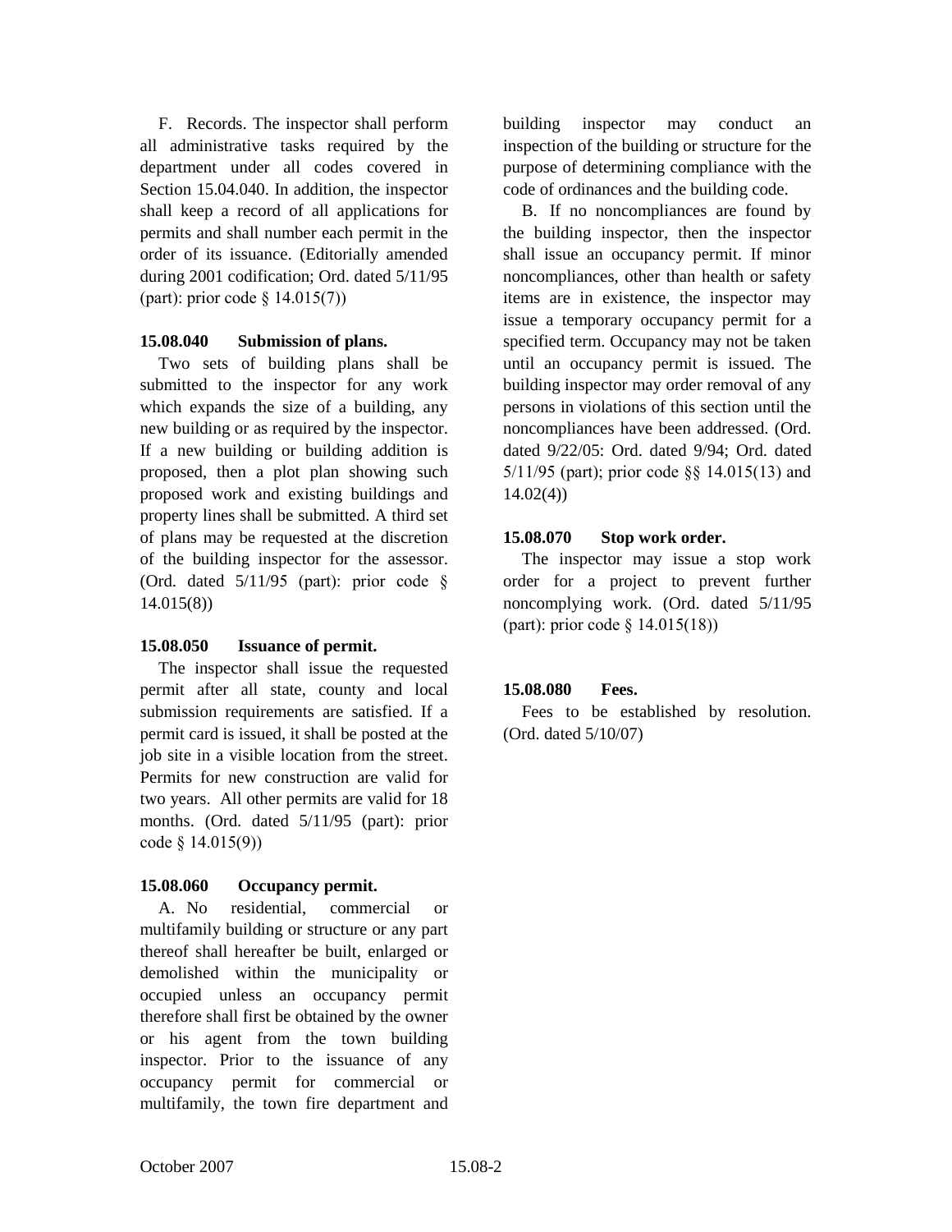F. Records. The inspector shall perform all administrative tasks required by the department under all codes covered in Section 15.04.040. In addition, the inspector shall keep a record of all applications for permits and shall number each permit in the order of its issuance. (Editorially amended during 2001 codification; Ord. dated 5/11/95 (part): prior code § 14.015(7))

**15.08.040 Submission of plans.**

Two sets of building plans shall be submitted to the inspector for any work which expands the size of a building, any new building or as required by the inspector. If a new building or building addition is proposed, then a plot plan showing such proposed work and existing buildings and property lines shall be submitted. A third set of plans may be requested at the discretion of the building inspector for the assessor. (Ord. dated 5/11/95 (part): prior code § 14.015(8))

**15.08.050 Issuance of permit.**

The inspector shall issue the requested permit after all state, county and local submission requirements are satisfied. If a permit card is issued, it shall be posted at the job site in a visible location from the street. Permits for new construction are valid for two years. All other permits are valid for 18 months. (Ord. dated 5/11/95 (part): prior code § 14.015(9))

**15.08.060 Occupancy permit.**

A. No residential, commercial or multifamily building or structure or any part thereof shall hereafter be built, enlarged or demolished within the municipality or occupied unless an occupancy permit therefore shall first be obtained by the owner or his agent from the town building inspector. Prior to the issuance of any occupancy permit for commercial or multifamily, the town fire department and building inspector may conduct an inspection of the building or structure for the purpose of determining compliance with the code of ordinances and the building code.

B. If no noncompliances are found by the building inspector, then the inspector shall issue an occupancy permit. If minor noncompliances, other than health or safety items are in existence, the inspector may issue a temporary occupancy permit for a specified term. Occupancy may not be taken until an occupancy permit is issued. The building inspector may order removal of any persons in violations of this section until the noncompliances have been addressed. (Ord. dated 9/22/05: Ord. dated 9/94; Ord. dated 5/11/95 (part); prior code §§ 14.015(13) and 14.02(4))

**15.08.070 Stop work order.**

The inspector may issue a stop work order for a project to prevent further noncomplying work. (Ord. dated 5/11/95 (part): prior code § 14.015(18))

**15.08.080 Fees.**

Fees to be established by resolution. (Ord. dated 5/10/07)